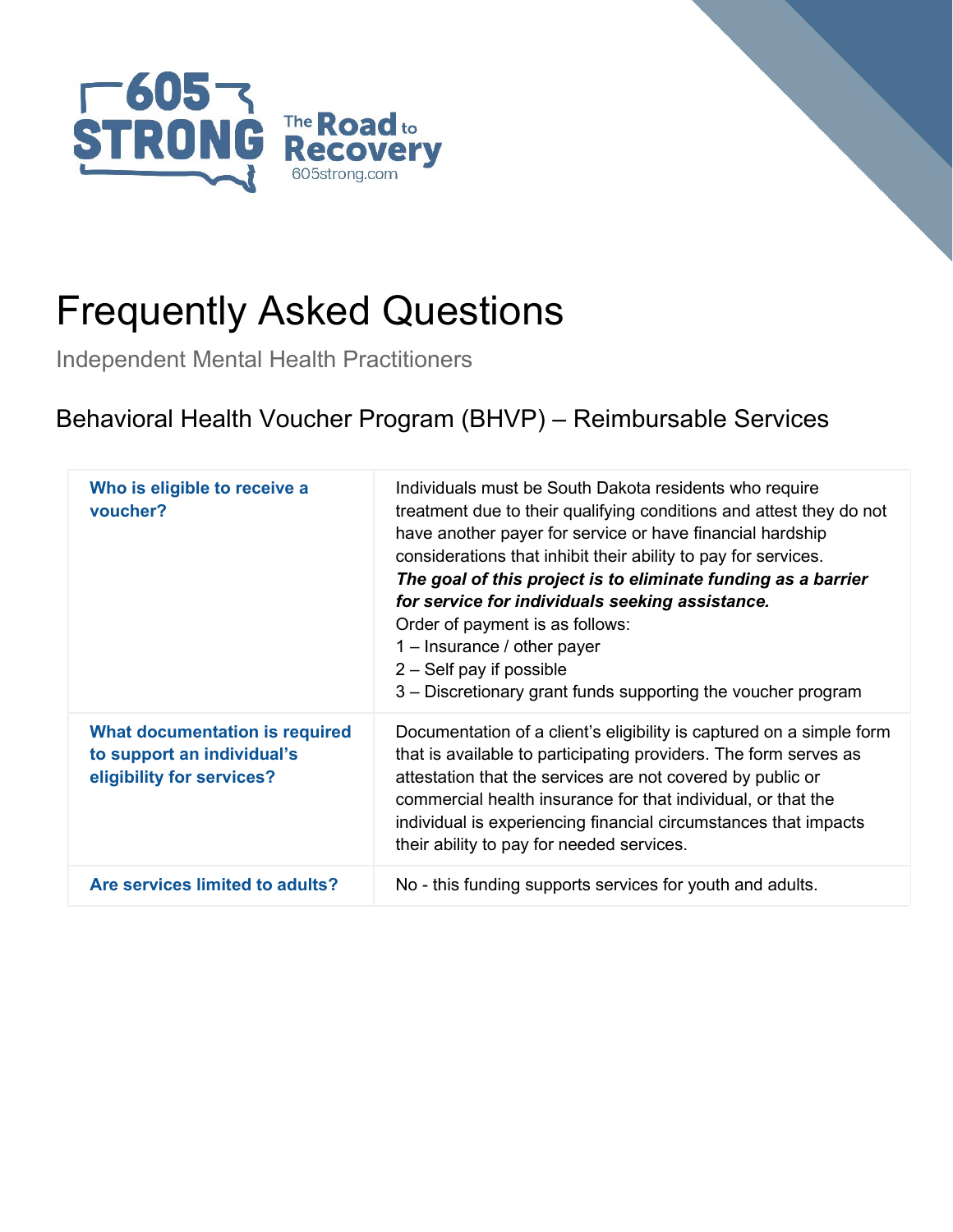605 STRONG The Road to Recovery
605strong.com

# Frequently Asked Questions

Independent Mental Health Practitioners

## Behavioral Health Voucher Program (BHVP) – Reimbursable Services

| | |
|---|---|
| **Who is eligible to receive a voucher?** | Individuals must be South Dakota residents who require treatment due to their qualifying conditions and attest they do not have another payer for service or have financial hardship considerations that inhibit their ability to pay for services.<br>***The goal of this project is to eliminate funding as a barrier for service for individuals seeking assistance.***<br>Order of payment is as follows:<br>1 – Insurance / other payer<br>2 – Self pay if possible<br>3 – Discretionary grant funds supporting the voucher program |
| **What documentation is required to support an individual's eligibility for services?** | Documentation of a client's eligibility is captured on a simple form that is available to participating providers. The form serves as attestation that the services are not covered by public or commercial health insurance for that individual, or that the individual is experiencing financial circumstances that impacts their ability to pay for needed services. |
| **Are services limited to adults?** | No - this funding supports services for youth and adults. |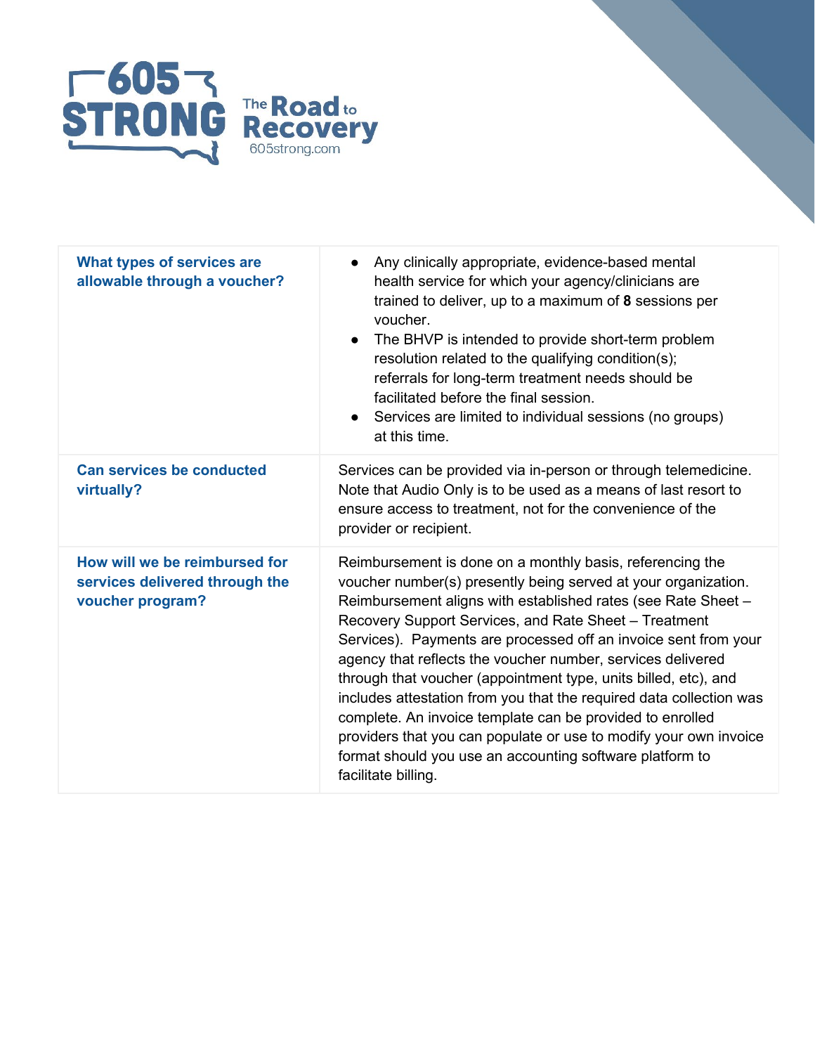| What types of services are allowable through a voucher? | • Any clinically appropriate, evidence-based mental health service for which your agency/clinicians are trained to deliver, up to a maximum of **8** sessions per voucher.<br>• The BHVP is intended to provide short-term problem resolution related to the qualifying condition(s); referrals for long-term treatment needs should be facilitated before the final session.<br>• Services are limited to individual sessions (no groups) at this time. |
|---|---|
| Can services be conducted virtually? | Services can be provided via in-person or through telemedicine. Note that Audio Only is to be used as a means of last resort to ensure access to treatment, not for the convenience of the provider or recipient. |
| How will we be reimbursed for services delivered through the voucher program? | Reimbursement is done on a monthly basis, referencing the voucher number(s) presently being served at your organization. Reimbursement aligns with established rates (see Rate Sheet – Recovery Support Services, and Rate Sheet – Treatment Services). Payments are processed off an invoice sent from your agency that reflects the voucher number, services delivered through that voucher (appointment type, units billed, etc), and includes attestation from you that the required data collection was complete. An invoice template can be provided to enrolled providers that you can populate or use to modify your own invoice format should you use an accounting software platform to facilitate billing. |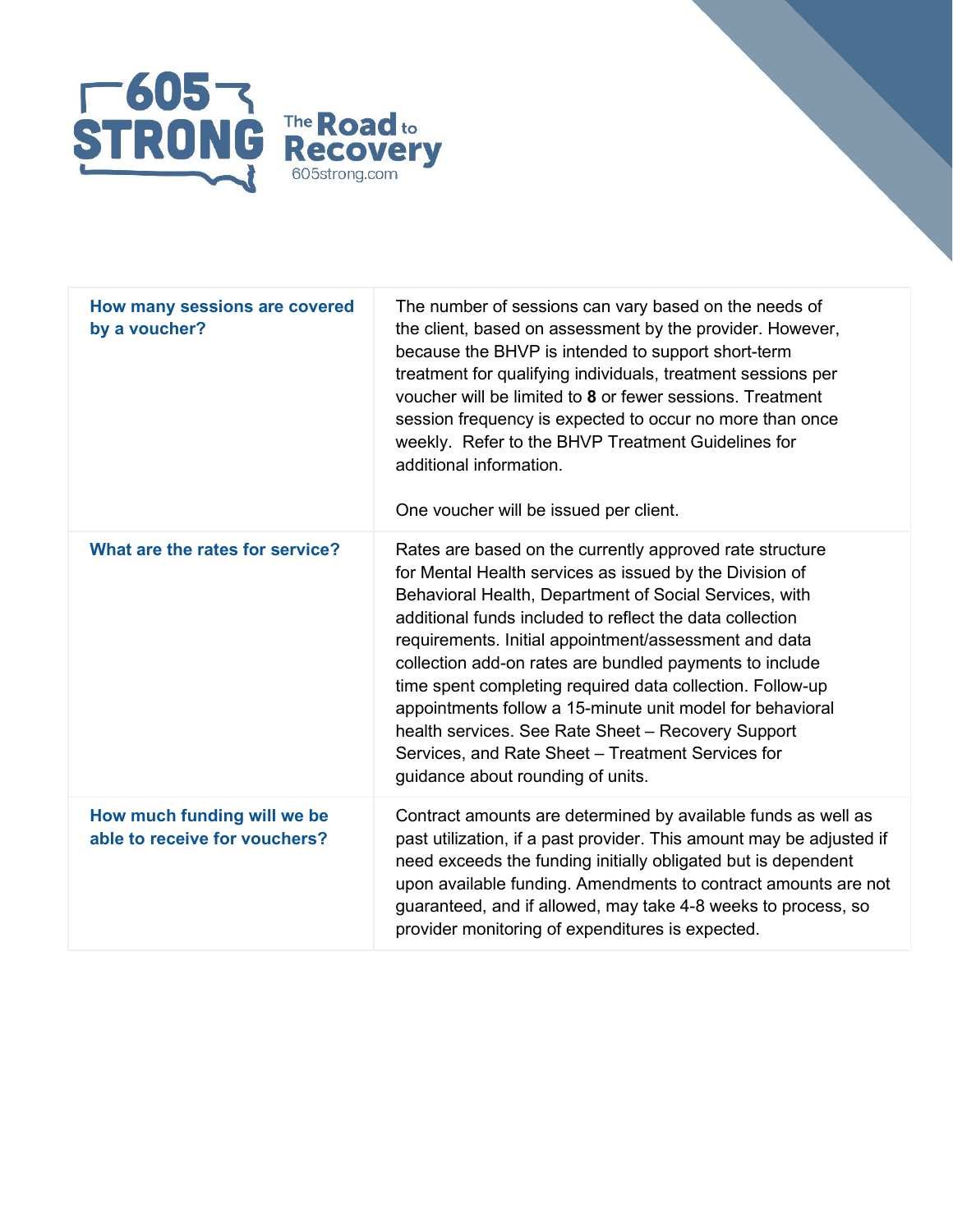| | |
|---|---|
| **How many sessions are covered by a voucher?** | The number of sessions can vary based on the needs of the client, based on assessment by the provider. However, because the BHVP is intended to support short-term treatment for qualifying individuals, treatment sessions per voucher will be limited to **8** or fewer sessions. Treatment session frequency is expected to occur no more than once weekly. Refer to the BHVP Treatment Guidelines for additional information.<br><br>One voucher will be issued per client. |
| **What are the rates for service?** | Rates are based on the currently approved rate structure for Mental Health services as issued by the Division of Behavioral Health, Department of Social Services, with additional funds included to reflect the data collection requirements. Initial appointment/assessment and data collection add-on rates are bundled payments to include time spent completing required data collection. Follow-up appointments follow a 15-minute unit model for behavioral health services. See Rate Sheet – Recovery Support Services, and Rate Sheet – Treatment Services for guidance about rounding of units. |
| **How much funding will we be able to receive for vouchers?** | Contract amounts are determined by available funds as well as past utilization, if a past provider. This amount may be adjusted if need exceeds the funding initially obligated but is dependent upon available funding. Amendments to contract amounts are not guaranteed, and if allowed, may take 4-8 weeks to process, so provider monitoring of expenditures is expected. |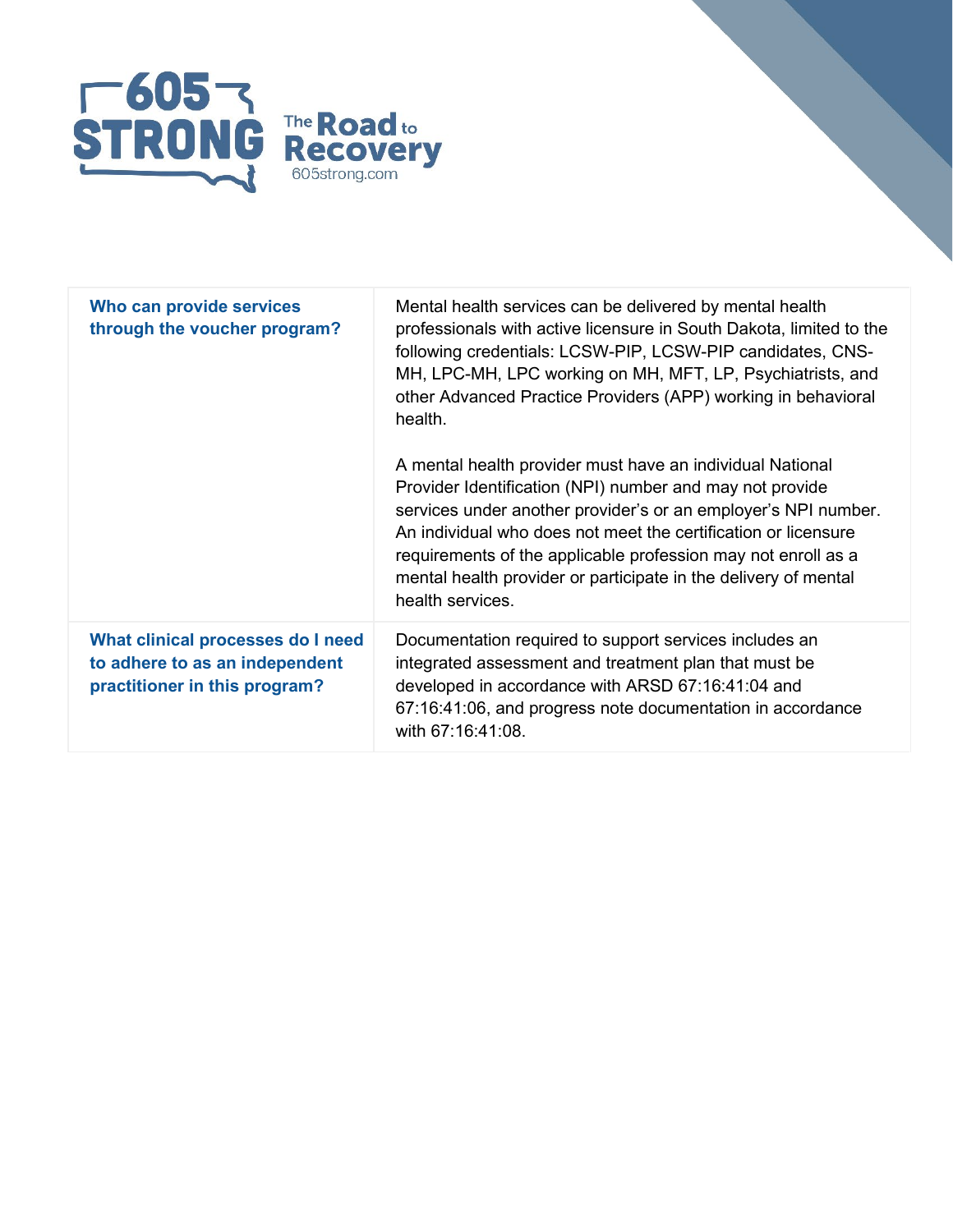| | |
|---|---|
| **Who can provide services through the voucher program?** | Mental health services can be delivered by mental health professionals with active licensure in South Dakota, limited to the following credentials: LCSW-PIP, LCSW-PIP candidates, CNS-MH, LPC-MH, LPC working on MH, MFT, LP, Psychiatrists, and other Advanced Practice Providers (APP) working in behavioral health.<br><br>A mental health provider must have an individual National Provider Identification (NPI) number and may not provide services under another provider's or an employer's NPI number. An individual who does not meet the certification or licensure requirements of the applicable profession may not enroll as a mental health provider or participate in the delivery of mental health services. |
| **What clinical processes do I need to adhere to as an independent practitioner in this program?** | Documentation required to support services includes an integrated assessment and treatment plan that must be developed in accordance with ARSD 67:16:41:04 and 67:16:41:06, and progress note documentation in accordance with 67:16:41:08. |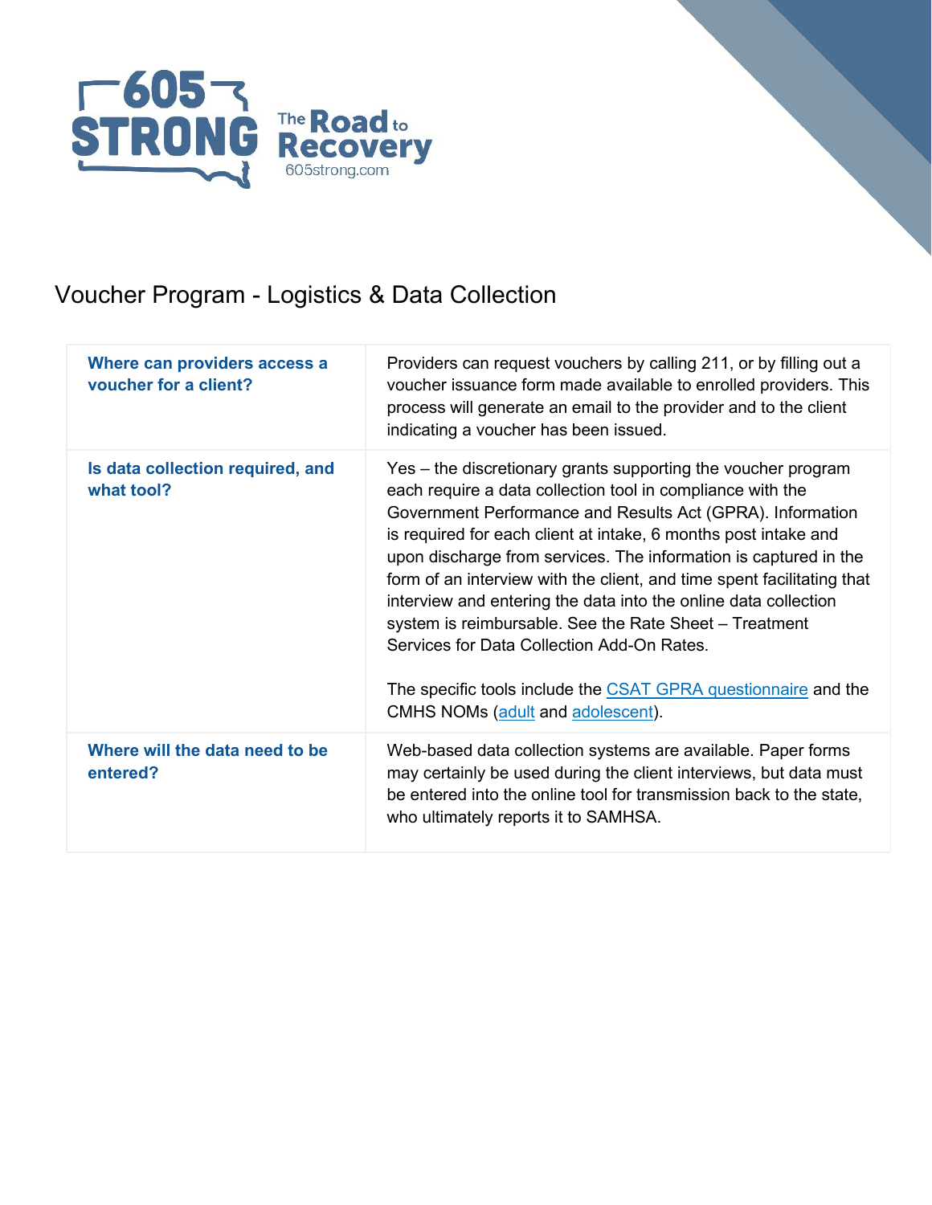605 STRONG The Road to Recovery 605strong.com

# Voucher Program - Logistics & Data Collection

| | |
|---|---|
| **Where can providers access a voucher for a client?** | Providers can request vouchers by calling 211, or by filling out a voucher issuance form made available to enrolled providers. This process will generate an email to the provider and to the client indicating a voucher has been issued. |
| **Is data collection required, and what tool?** | Yes – the discretionary grants supporting the voucher program each require a data collection tool in compliance with the Government Performance and Results Act (GPRA). Information is required for each client at intake, 6 months post intake and upon discharge from services. The information is captured in the form of an interview with the client, and time spent facilitating that interview and entering the data into the online data collection system is reimbursable. See the Rate Sheet – Treatment Services for Data Collection Add-On Rates.<br><br>The specific tools include the CSAT GPRA questionnaire and the CMHS NOMs (adult and adolescent). |
| **Where will the data need to be entered?** | Web-based data collection systems are available. Paper forms may certainly be used during the client interviews, but data must be entered into the online tool for transmission back to the state, who ultimately reports it to SAMHSA. |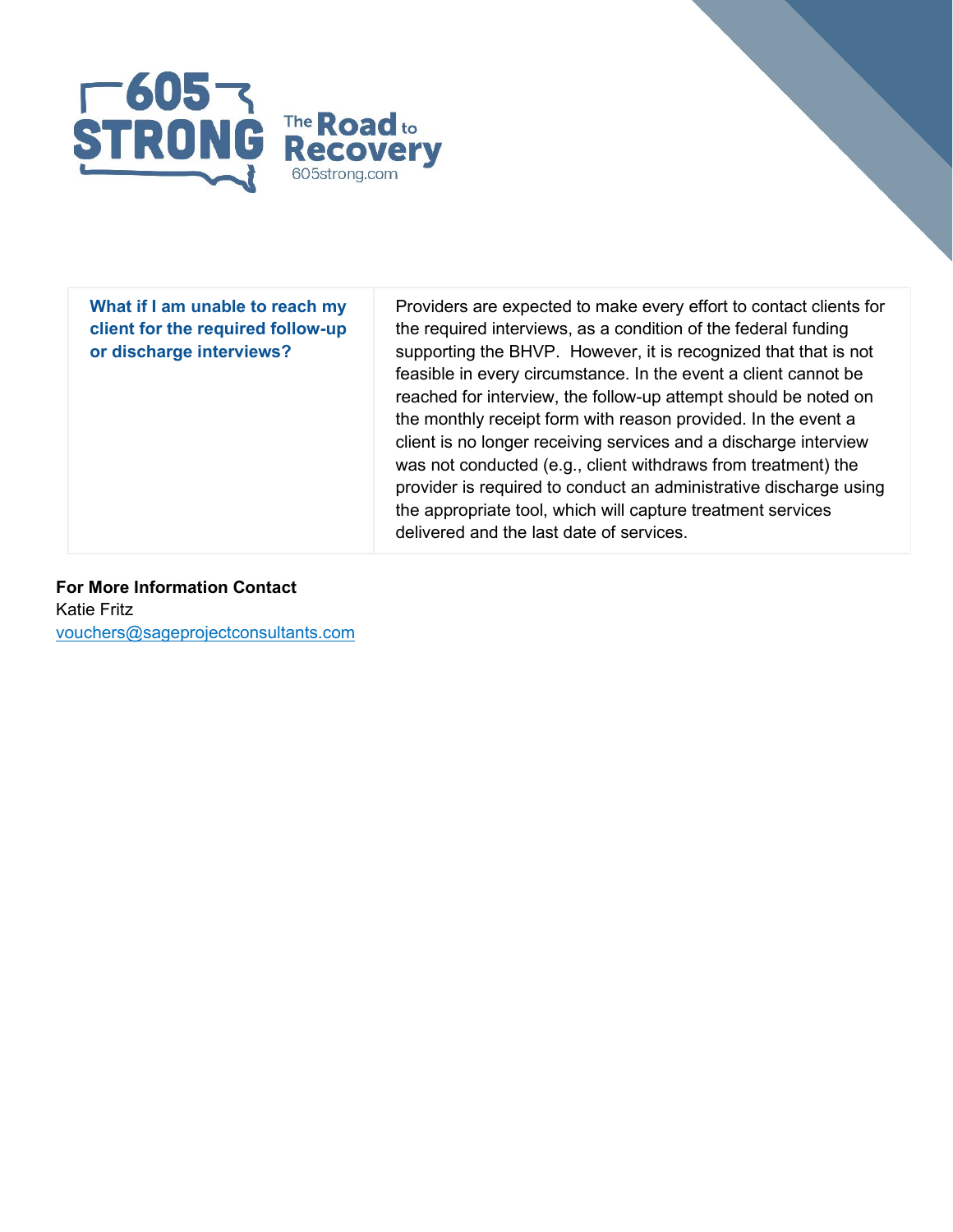| | |
|---|---|
| **What if I am unable to reach my client for the required follow-up or discharge interviews?** | Providers are expected to make every effort to contact clients for the required interviews, as a condition of the federal funding supporting the BHVP. However, it is recognized that that is not feasible in every circumstance. In the event a client cannot be reached for interview, the follow-up attempt should be noted on the monthly receipt form with reason provided. In the event a client is no longer receiving services and a discharge interview was not conducted (e.g., client withdraws from treatment) the provider is required to conduct an administrative discharge using the appropriate tool, which will capture treatment services delivered and the last date of services. |

**For More Information Contact**
Katie Fritz
vouchers@sageprojectconsultants.com